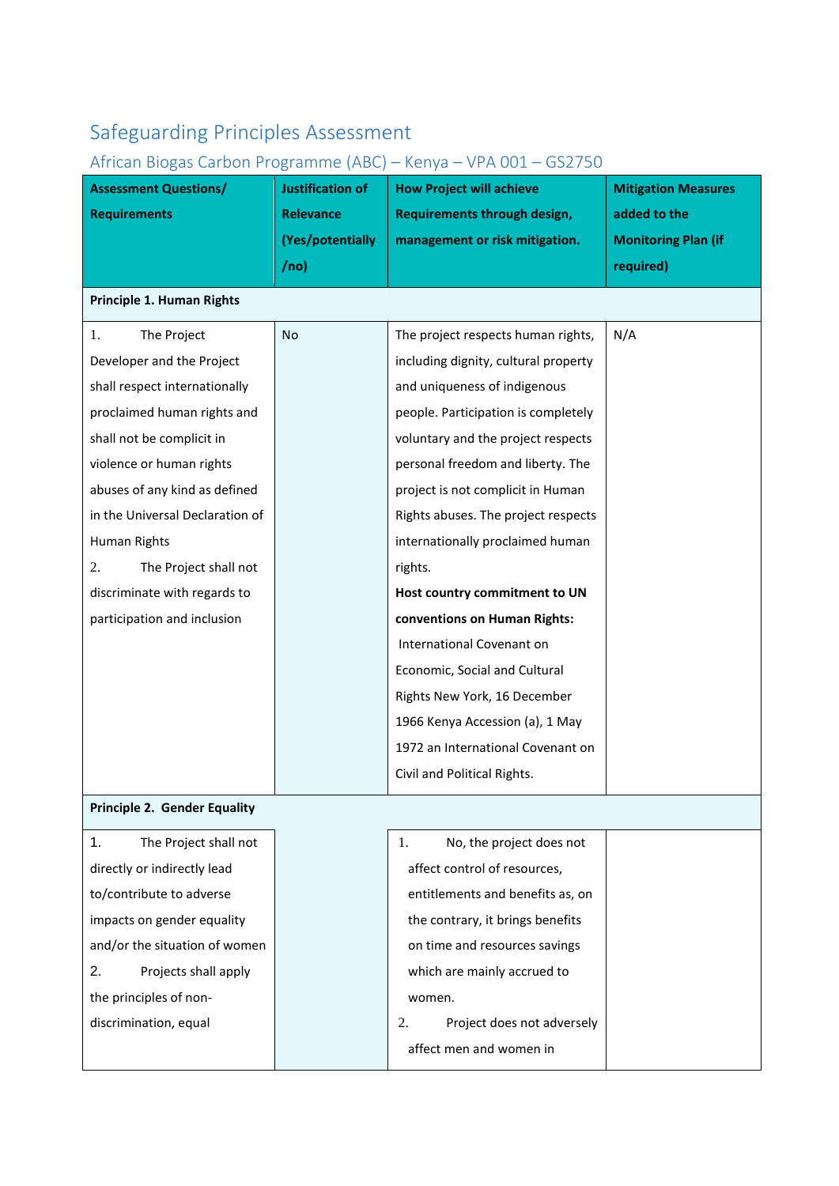# Safeguarding Principles Assessment

## African Biogas Carbon Programme (ABC) – Kenya – VPA 001 – GS2750

| Assessment Questions/ Requirements | Justification of Relevance (Yes/potentially /no) | How Project will achieve Requirements through design, management or risk mitigation. | Mitigation Measures added to the Monitoring Plan (if required) |
|---|---|---|---|
| **Principle 1. Human Rights** | | | |
| 1. The Project Developer and the Project shall respect internationally proclaimed human rights and shall not be complicit in violence or human rights abuses of any kind as defined in the Universal Declaration of Human Rights<br>2. The Project shall not discriminate with regards to participation and inclusion | No | The project respects human rights, including dignity, cultural property and uniqueness of indigenous people. Participation is completely voluntary and the project respects personal freedom and liberty. The project is not complicit in Human Rights abuses. The project respects internationally proclaimed human rights.<br>**Host country commitment to UN conventions on Human Rights:**<br>International Covenant on Economic, Social and Cultural Rights New York, 16 December 1966 Kenya Accession (a), 1 May 1972 an International Covenant on Civil and Political Rights. | N/A |
| **Principle 2. Gender Equality** | | | |
| 1. The Project shall not directly or indirectly lead to/contribute to adverse impacts on gender equality and/or the situation of women<br>2. Projects shall apply the principles of non-discrimination, equal | | 1. No, the project does not affect control of resources, entitlements and benefits as, on the contrary, it brings benefits on time and resources savings which are mainly accrued to women.<br>2. Project does not adversely affect men and women in | |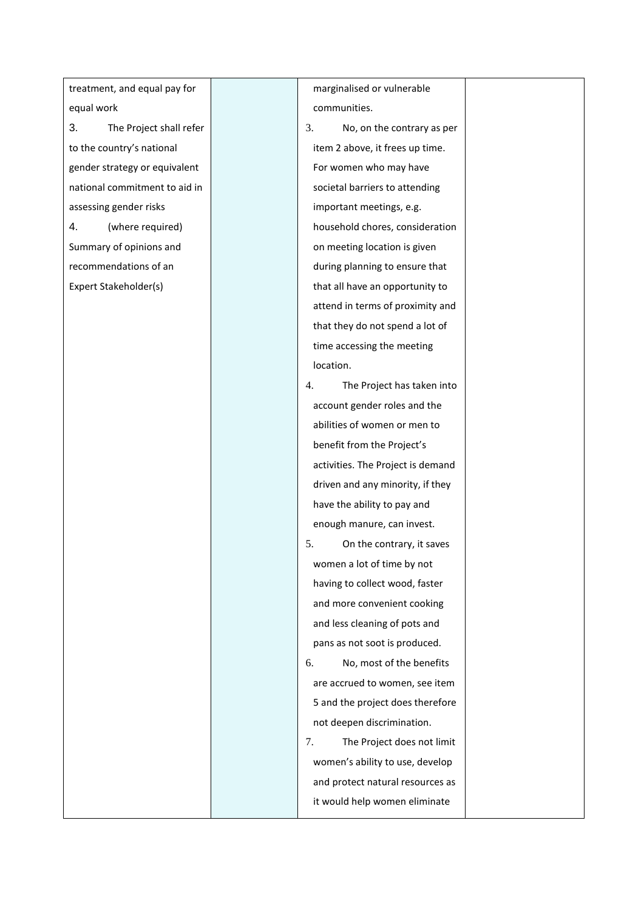| treatment, and equal pay for equal work<br>3. The Project shall refer to the country's national gender strategy or equivalent national commitment to aid in assessing gender risks<br>4. (where required) Summary of opinions and recommendations of an Expert Stakeholder(s) | | marginalised or vulnerable communities.<br>3. No, on the contrary as per item 2 above, it frees up time. For women who may have societal barriers to attending important meetings, e.g. household chores, consideration on meeting location is given during planning to ensure that that all have an opportunity to attend in terms of proximity and that they do not spend a lot of time accessing the meeting location.<br>4. The Project has taken into account gender roles and the abilities of women or men to benefit from the Project's activities. The Project is demand driven and any minority, if they have the ability to pay and enough manure, can invest.<br>5. On the contrary, it saves women a lot of time by not having to collect wood, faster and more convenient cooking and less cleaning of pots and pans as not soot is produced.<br>6. No, most of the benefits are accrued to women, see item 5 and the project does therefore not deepen discrimination.<br>7. The Project does not limit women's ability to use, develop and protect natural resources as it would help women eliminate | |
|---|---|---|---|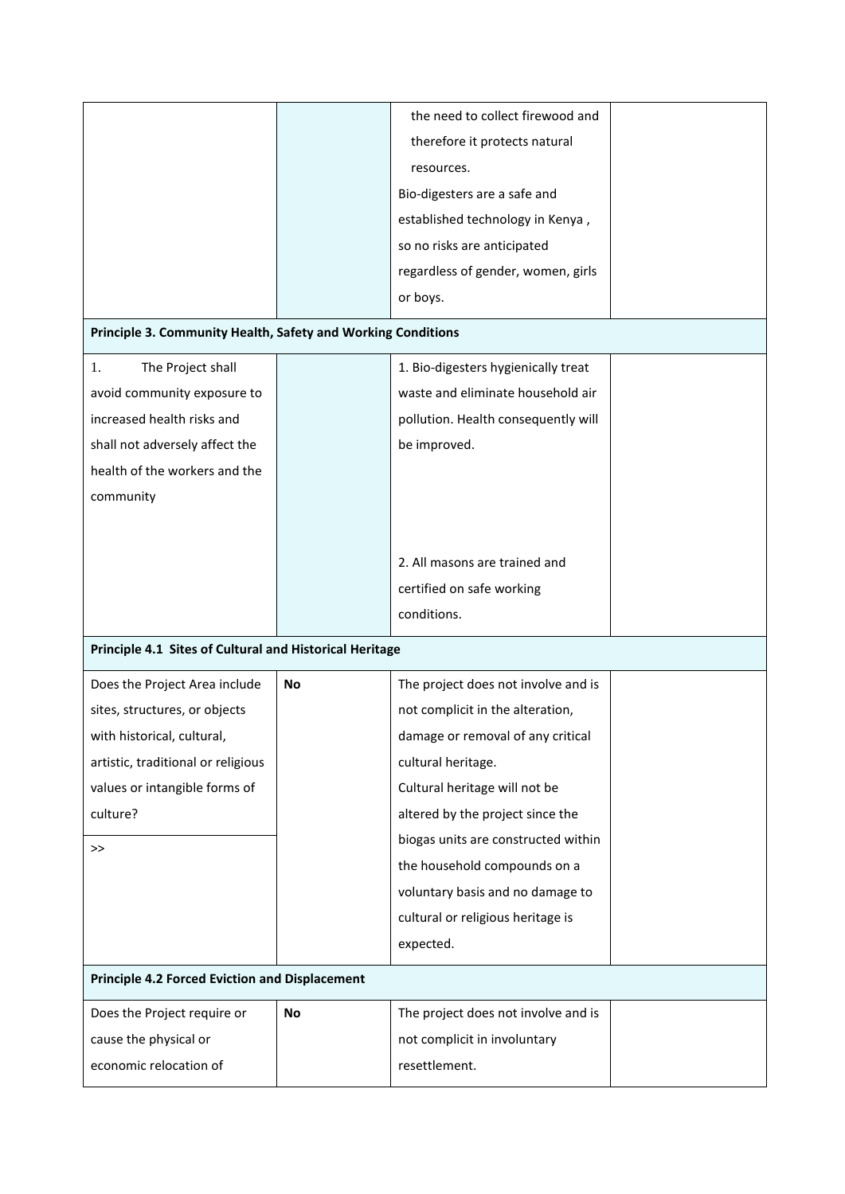| | | | |
|---|---|---|---|
| | | the need to collect firewood and therefore it protects natural resources.<br>Bio-digesters are a safe and established technology in Kenya , so no risks are anticipated regardless of gender, women, girls or boys. | |
| **Principle 3. Community Health, Safety and Working Conditions** | | | |
| 1. The Project shall avoid community exposure to increased health risks and shall not adversely affect the health of the workers and the community | | 1. Bio-digesters hygienically treat waste and eliminate household air pollution. Health consequently will be improved.<br><br>2. All masons are trained and certified on safe working conditions. | |
| **Principle 4.1 Sites of Cultural and Historical Heritage** | | | |
| Does the Project Area include sites, structures, or objects with historical, cultural, artistic, traditional or religious values or intangible forms of culture?<br><br>>> | **No** | The project does not involve and is not complicit in the alteration, damage or removal of any critical cultural heritage.<br>Cultural heritage will not be altered by the project since the biogas units are constructed within the household compounds on a voluntary basis and no damage to cultural or religious heritage is expected. | |
| **Principle 4.2 Forced Eviction and Displacement** | | | |
| Does the Project require or cause the physical or economic relocation of | **No** | The project does not involve and is not complicit in involuntary resettlement. | |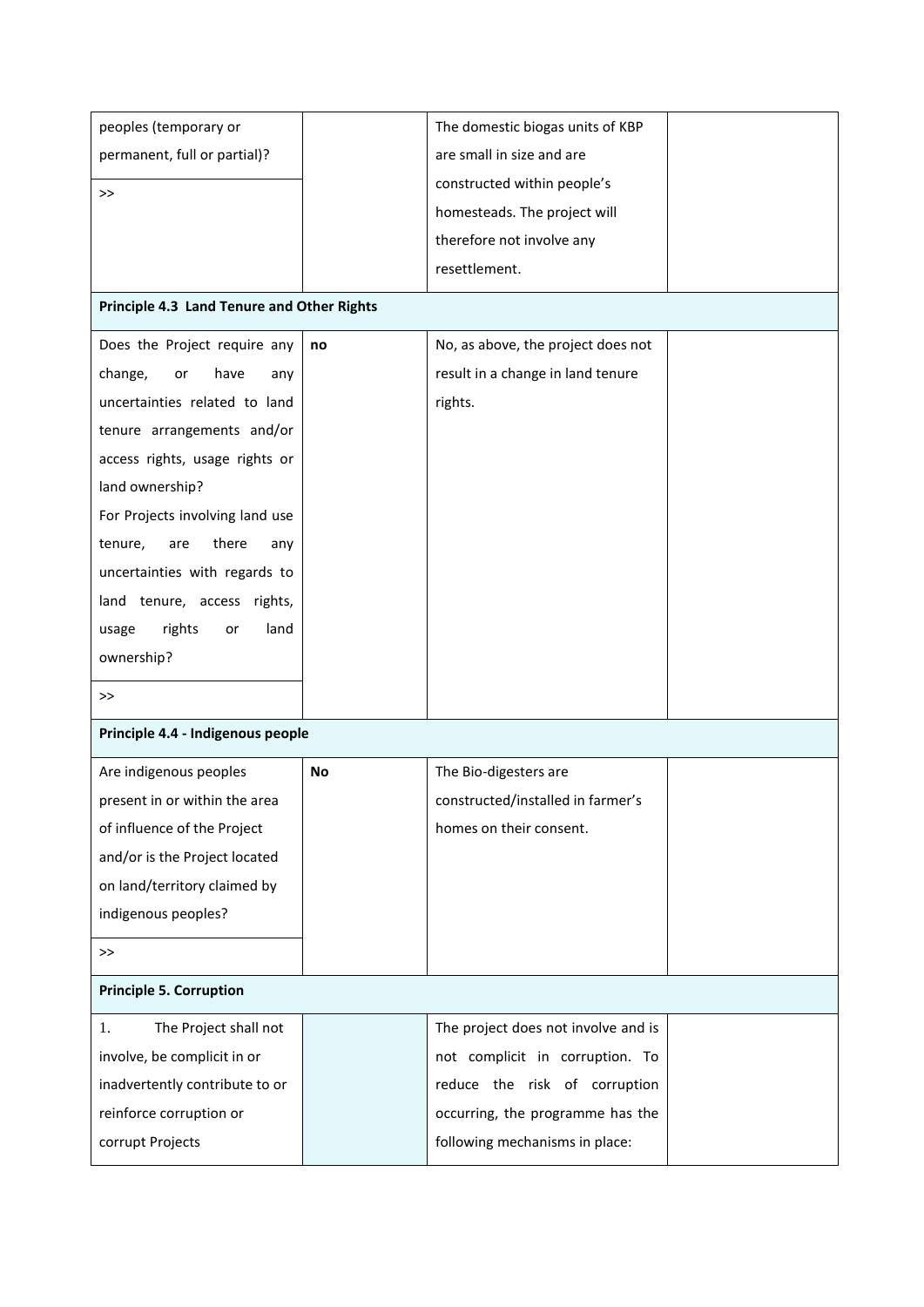| | | | |
|---|---|---|---|
| peoples (temporary or permanent, full or partial)?<br><br>>> | | The domestic biogas units of KBP are small in size and are constructed within people's homesteads. The project will therefore not involve any resettlement. | |
| **Principle 4.3 Land Tenure and Other Rights** | | | |
| Does the Project require any change, or have any uncertainties related to land tenure arrangements and/or access rights, usage rights or land ownership?<br>For Projects involving land use tenure, are there any uncertainties with regards to land tenure, access rights, usage rights or land ownership?<br><br>>> | **no** | No, as above, the project does not result in a change in land tenure rights. | |
| **Principle 4.4 - Indigenous people** | | | |
| Are indigenous peoples present in or within the area of influence of the Project and/or is the Project located on land/territory claimed by indigenous peoples?<br><br>>> | **No** | The Bio-digesters are constructed/installed in farmer's homes on their consent. | |
| **Principle 5. Corruption** | | | |
| 1. The Project shall not involve, be complicit in or inadvertently contribute to or reinforce corruption or corrupt Projects | | The project does not involve and is not complicit in corruption. To reduce the risk of corruption occurring, the programme has the following mechanisms in place: | |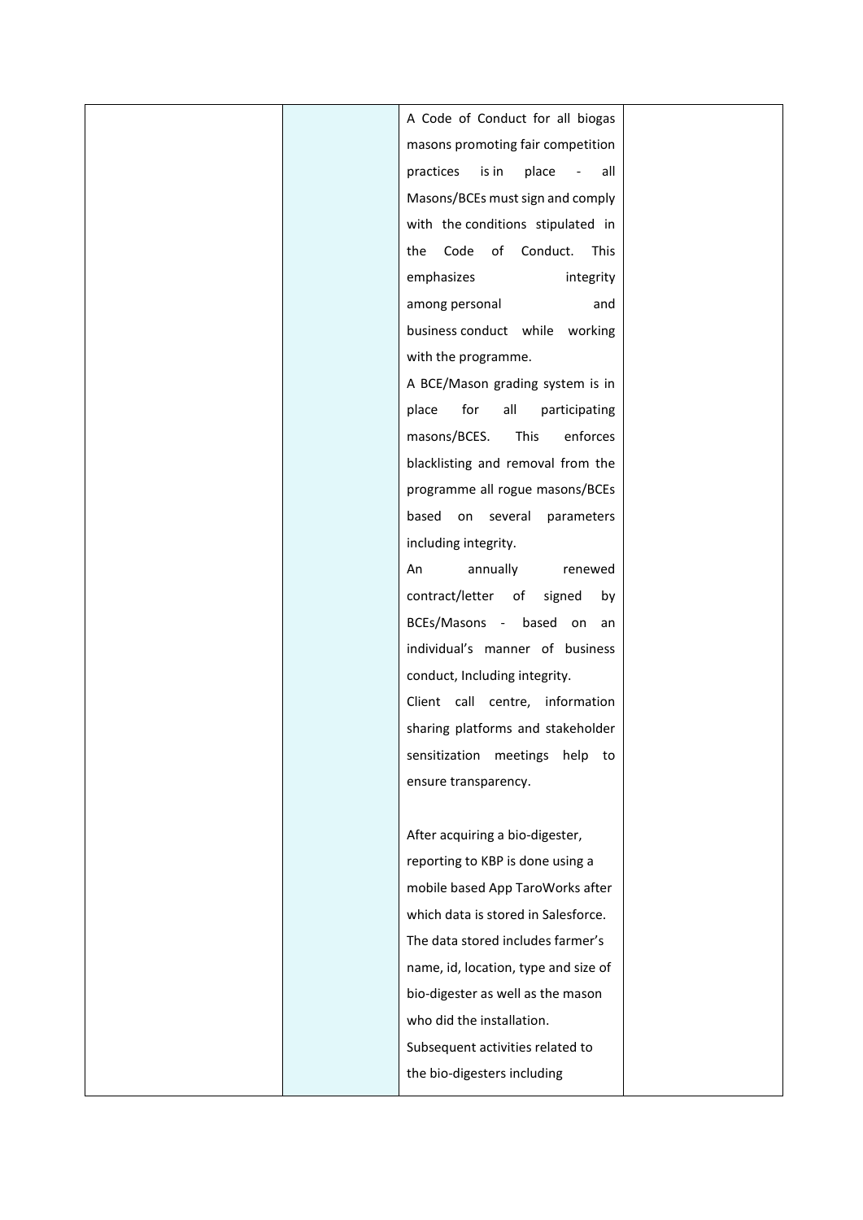|  |  |  |  |
|---|---|---|---|
|  |  | A Code of Conduct for all biogas masons promoting fair competition practices is in place - all Masons/BCEs must sign and comply with the conditions stipulated in the Code of Conduct. This emphasizes integrity among personal and business conduct while working with the programme.<br>A BCE/Mason grading system is in place for all participating masons/BCES. This enforces blacklisting and removal from the programme all rogue masons/BCEs based on several parameters including integrity.<br>An annually renewed contract/letter of signed by BCEs/Masons - based on an individual's manner of business conduct, Including integrity.<br>Client call centre, information sharing platforms and stakeholder sensitization meetings help to ensure transparency.<br><br>After acquiring a bio-digester, reporting to KBP is done using a mobile based App TaroWorks after which data is stored in Salesforce. The data stored includes farmer's name, id, location, type and size of bio-digester as well as the mason who did the installation.<br>Subsequent activities related to the bio-digesters including |  |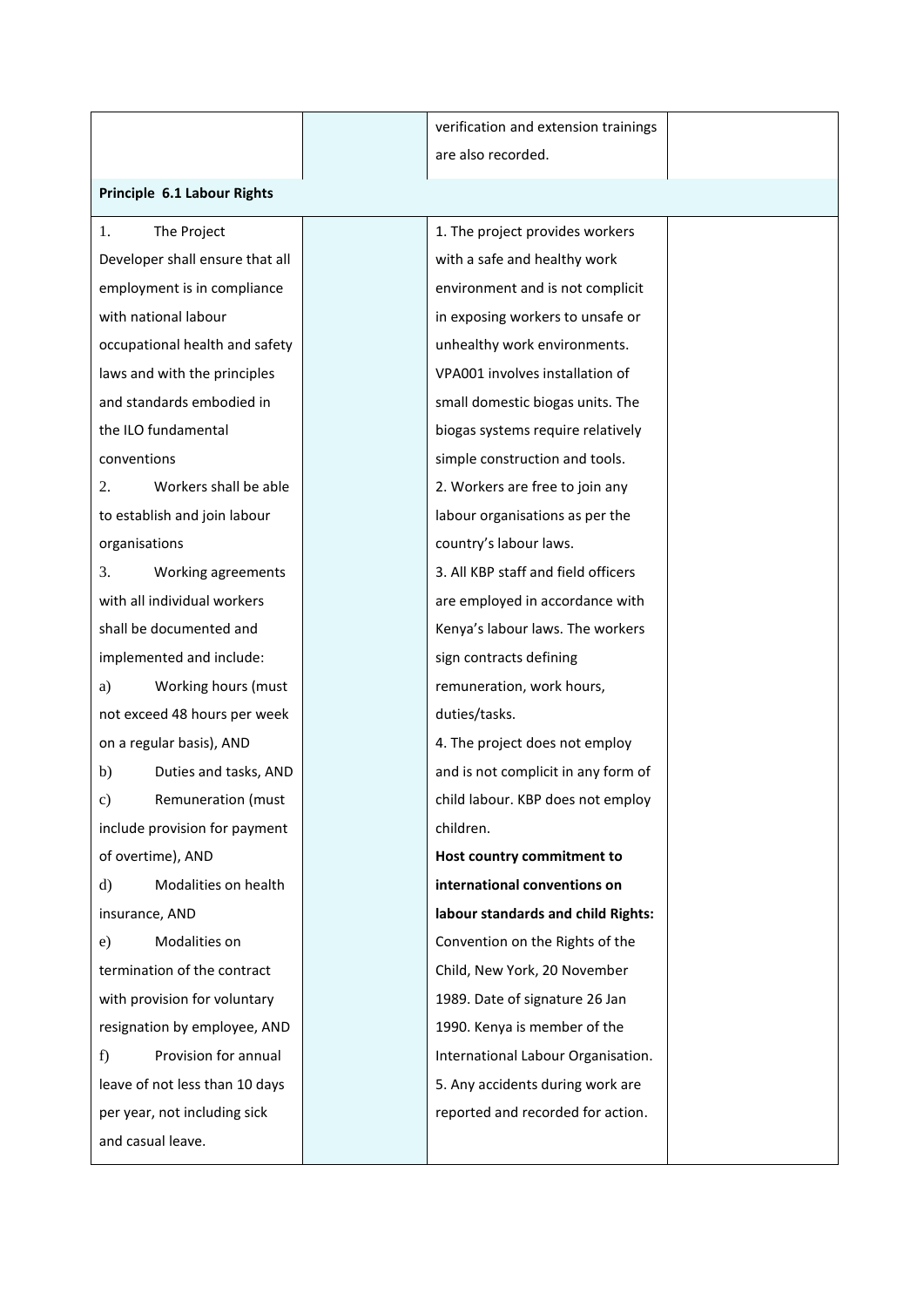| | | | |
|---|---|---|---|
| | | verification and extension trainings are also recorded. | |
| **Principle 6.1 Labour Rights** | | | |
| 1. The Project Developer shall ensure that all employment is in compliance with national labour occupational health and safety laws and with the principles and standards embodied in the ILO fundamental conventions<br>2. Workers shall be able to establish and join labour organisations<br>3. Working agreements with all individual workers shall be documented and implemented and include:<br>a) Working hours (must not exceed 48 hours per week on a regular basis), AND<br>b) Duties and tasks, AND<br>c) Remuneration (must include provision for payment of overtime), AND<br>d) Modalities on health insurance, AND<br>e) Modalities on termination of the contract with provision for voluntary resignation by employee, AND<br>f) Provision for annual leave of not less than 10 days per year, not including sick and casual leave. | | 1. The project provides workers with a safe and healthy work environment and is not complicit in exposing workers to unsafe or unhealthy work environments. VPA001 involves installation of small domestic biogas units. The biogas systems require relatively simple construction and tools.<br>2. Workers are free to join any labour organisations as per the country's labour laws.<br>3. All KBP staff and field officers are employed in accordance with Kenya's labour laws. The workers sign contracts defining remuneration, work hours, duties/tasks.<br>4. The project does not employ and is not complicit in any form of child labour. KBP does not employ children.<br>**Host country commitment to international conventions on labour standards and child Rights:** Convention on the Rights of the Child, New York, 20 November 1989. Date of signature 26 Jan 1990. Kenya is member of the International Labour Organisation.<br>5. Any accidents during work are reported and recorded for action. | |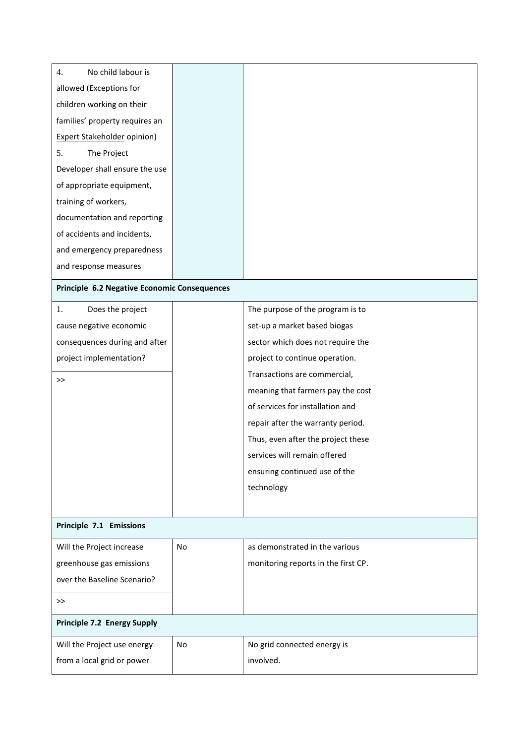| | | | |
|---|---|---|---|
| 4. No child labour is allowed (Exceptions for children working on their families' property requires an Expert Stakeholder opinion)<br>5. The Project Developer shall ensure the use of appropriate equipment, training of workers, documentation and reporting of accidents and incidents, and emergency preparedness and response measures | | | |
| **Principle 6.2 Negative Economic Consequences** | | | |
| 1. Does the project cause negative economic consequences during and after project implementation?<br>>> | | The purpose of the program is to set-up a market based biogas sector which does not require the project to continue operation. Transactions are commercial, meaning that farmers pay the cost of services for installation and repair after the warranty period. Thus, even after the project these services will remain offered ensuring continued use of the technology | |
| **Principle 7.1 Emissions** | | | |
| Will the Project increase greenhouse gas emissions over the Baseline Scenario?<br>>> | No | as demonstrated in the various monitoring reports in the first CP. | |
| **Principle 7.2 Energy Supply** | | | |
| Will the Project use energy from a local grid or power | No | No grid connected energy is involved. | |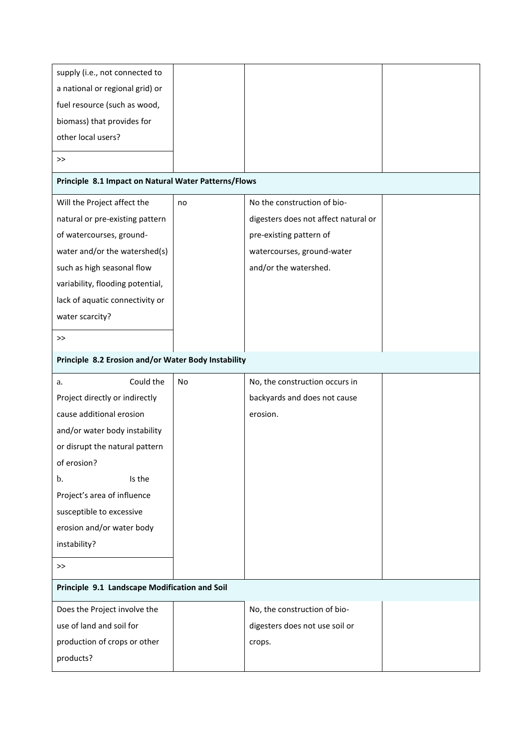| | | | |
|---|---|---|---|
| supply (i.e., not connected to a national or regional grid) or fuel resource (such as wood, biomass) that provides for other local users?<br><br>>> | | | |
| **Principle 8.1 Impact on Natural Water Patterns/Flows** | | | |
| Will the Project affect the natural or pre-existing pattern of watercourses, ground-water and/or the watershed(s) such as high seasonal flow variability, flooding potential, lack of aquatic connectivity or water scarcity?<br><br>>> | no | No the construction of bio-digesters does not affect natural or pre-existing pattern of watercourses, ground-water and/or the watershed. | |
| **Principle 8.2 Erosion and/or Water Body Instability** | | | |
| a. Could the Project directly or indirectly cause additional erosion and/or water body instability or disrupt the natural pattern of erosion?<br>b. Is the Project's area of influence susceptible to excessive erosion and/or water body instability?<br><br>>> | No | No, the construction occurs in backyards and does not cause erosion. | |
| **Principle 9.1 Landscape Modification and Soil** | | | |
| Does the Project involve the use of land and soil for production of crops or other products? | | No, the construction of bio-digesters does not use soil or crops. | |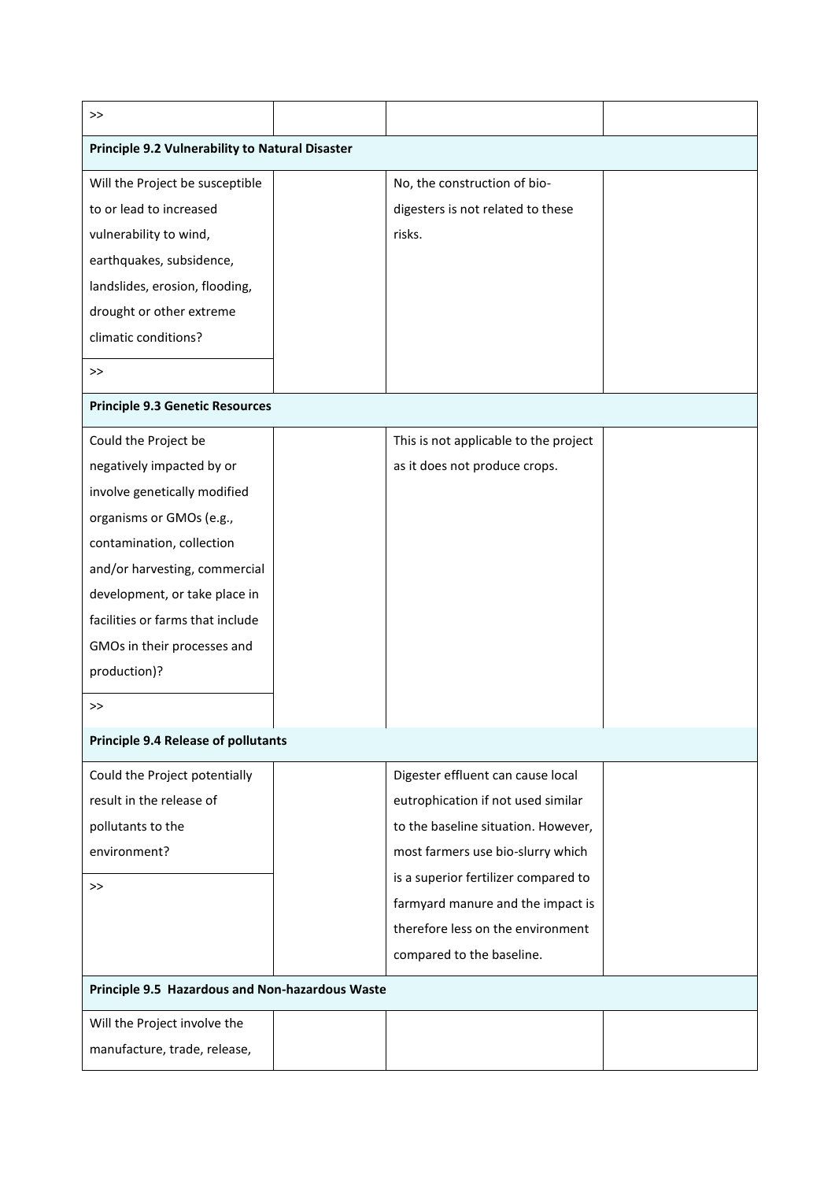| | | | |
|---|---|---|---|
| >> | | | |
| **Principle 9.2 Vulnerability to Natural Disaster** | | | |
| Will the Project be susceptible to or lead to increased vulnerability to wind, earthquakes, subsidence, landslides, erosion, flooding, drought or other extreme climatic conditions? | | No, the construction of bio-digesters is not related to these risks. | |
| >> | | | |
| **Principle 9.3 Genetic Resources** | | | |
| Could the Project be negatively impacted by or involve genetically modified organisms or GMOs (e.g., contamination, collection and/or harvesting, commercial development, or take place in facilities or farms that include GMOs in their processes and production)? | | This is not applicable to the project as it does not produce crops. | |
| >> | | | |
| **Principle 9.4 Release of pollutants** | | | |
| Could the Project potentially result in the release of pollutants to the environment? | | Digester effluent can cause local eutrophication if not used similar to the baseline situation. However, most farmers use bio-slurry which is a superior fertilizer compared to farmyard manure and the impact is therefore less on the environment compared to the baseline. | |
| >> | | | |
| **Principle 9.5 Hazardous and Non-hazardous Waste** | | | |
| Will the Project involve the manufacture, trade, release, | | | |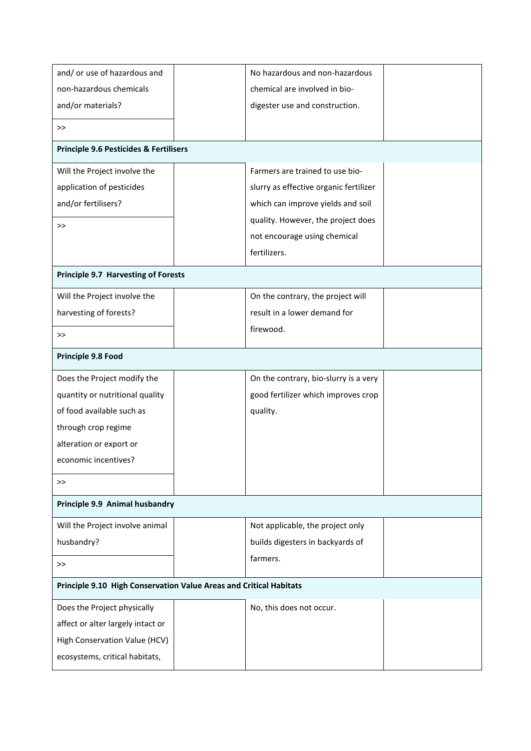| | | | |
|---|---|---|---|
| and/ or use of hazardous and non-hazardous chemicals and/or materials?<br><br>>> | | No hazardous and non-hazardous chemical are involved in bio-digester use and construction. | |
| **Principle 9.6 Pesticides & Fertilisers** | | | |
| Will the Project involve the application of pesticides and/or fertilisers?<br><br>>> | | Farmers are trained to use bio-slurry as effective organic fertilizer which can improve yields and soil quality. However, the project does not encourage using chemical fertilizers. | |
| **Principle 9.7 Harvesting of Forests** | | | |
| Will the Project involve the harvesting of forests?<br><br>>> | | On the contrary, the project will result in a lower demand for firewood. | |
| **Principle 9.8 Food** | | | |
| Does the Project modify the quantity or nutritional quality of food available such as through crop regime alteration or export or economic incentives?<br><br>>> | | On the contrary, bio-slurry is a very good fertilizer which improves crop quality. | |
| **Principle 9.9 Animal husbandry** | | | |
| Will the Project involve animal husbandry?<br><br>>> | | Not applicable, the project only builds digesters in backyards of farmers. | |
| **Principle 9.10 High Conservation Value Areas and Critical Habitats** | | | |
| Does the Project physically affect or alter largely intact or High Conservation Value (HCV) ecosystems, critical habitats, | | No, this does not occur. | |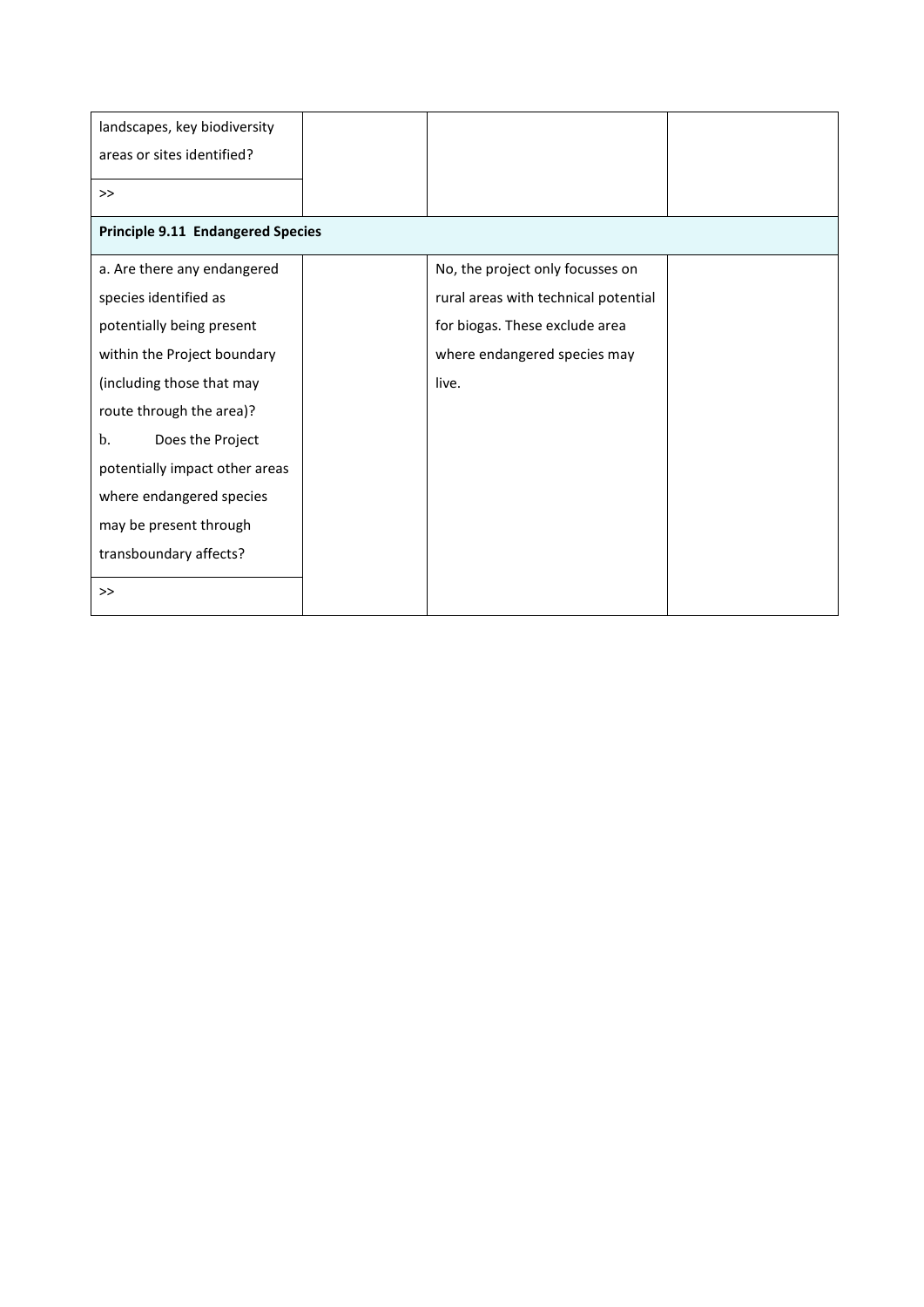| | | | |
|---|---|---|---|
| landscapes, key biodiversity areas or sites identified?<br><br>>> | | | |
| **Principle 9.11 Endangered Species** | | | |
| a. Are there any endangered species identified as potentially being present within the Project boundary (including those that may route through the area)?<br>b. Does the Project potentially impact other areas where endangered species may be present through transboundary affects?<br><br>>> | | No, the project only focusses on rural areas with technical potential for biogas. These exclude area where endangered species may live. | |